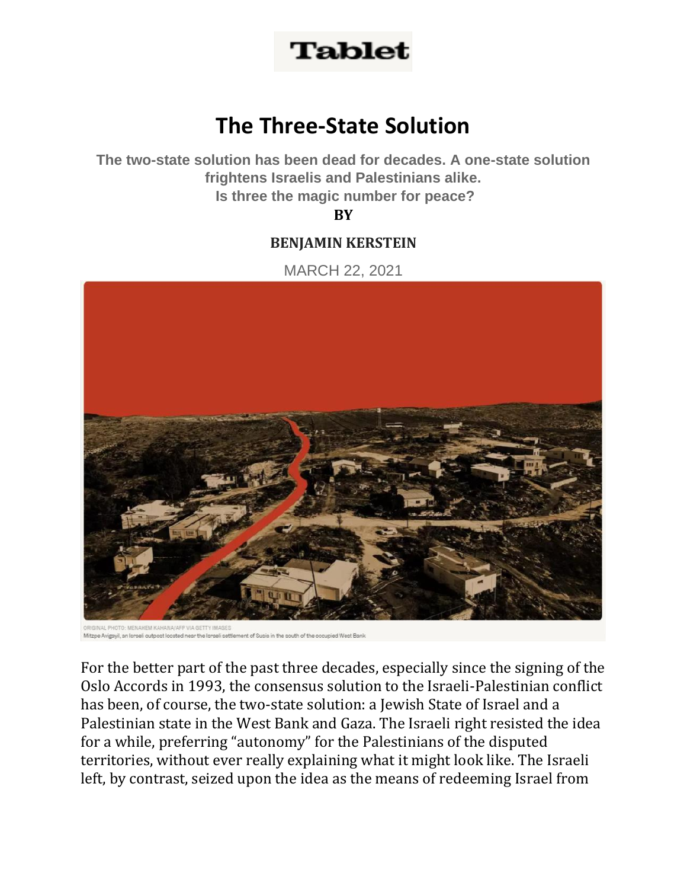Tablet

# The Three-State Solution

**The two-state solution has been dead for decades. A one-state solution frightens Israelis and Palestinians alike.
Is three the magic number for peace?**

**BY**

**BENJAMIN KERSTEIN**

MARCH 22, 2021

ORIGINAL PHOTO: MENAHEM KAHANA/AFP VIA GETTY IMAGES
Mitzpe Avigayil, an Israeli outpost located near the Israeli settlement of Susia in the south of the occupied West Bank

For the better part of the past three decades, especially since the signing of the Oslo Accords in 1993, the consensus solution to the Israeli-Palestinian conflict has been, of course, the two-state solution: a Jewish State of Israel and a Palestinian state in the West Bank and Gaza. The Israeli right resisted the idea for a while, preferring "autonomy" for the Palestinians of the disputed territories, without ever really explaining what it might look like. The Israeli left, by contrast, seized upon the idea as the means of redeeming Israel from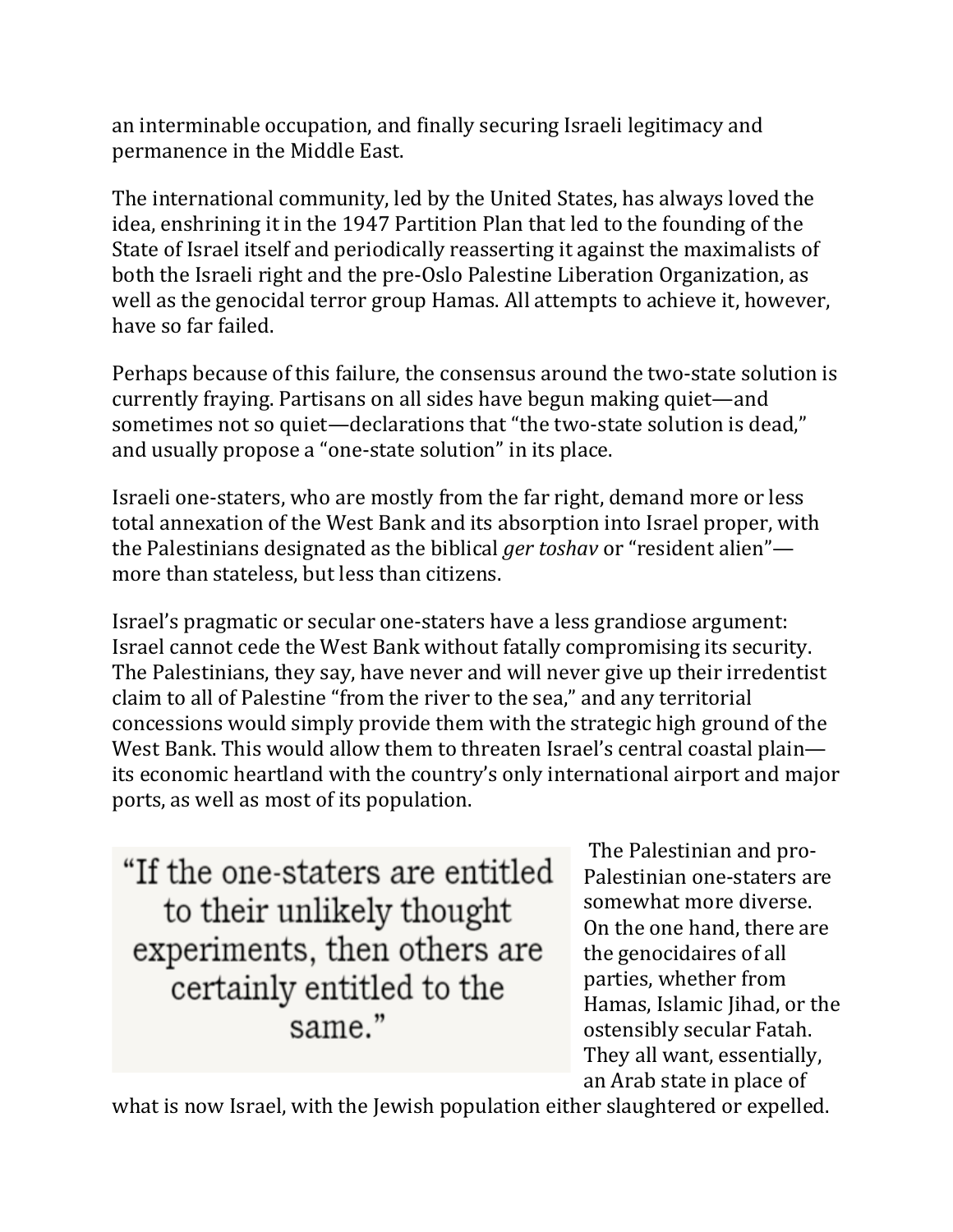an interminable occupation, and finally securing Israeli legitimacy and permanence in the Middle East.

The international community, led by the United States, has always loved the idea, enshrining it in the 1947 Partition Plan that led to the founding of the State of Israel itself and periodically reasserting it against the maximalists of both the Israeli right and the pre-Oslo Palestine Liberation Organization, as well as the genocidal terror group Hamas. All attempts to achieve it, however, have so far failed.

Perhaps because of this failure, the consensus around the two-state solution is currently fraying. Partisans on all sides have begun making quiet—and sometimes not so quiet—declarations that "the two-state solution is dead," and usually propose a "one-state solution" in its place.

Israeli one-staters, who are mostly from the far right, demand more or less total annexation of the West Bank and its absorption into Israel proper, with the Palestinians designated as the biblical *ger toshav* or "resident alien"—more than stateless, but less than citizens.

Israel's pragmatic or secular one-staters have a less grandiose argument: Israel cannot cede the West Bank without fatally compromising its security. The Palestinians, they say, have never and will never give up their irredentist claim to all of Palestine "from the river to the sea," and any territorial concessions would simply provide them with the strategic high ground of the West Bank. This would allow them to threaten Israel's central coastal plain—its economic heartland with the country's only international airport and major ports, as well as most of its population.

> "If the one-staters are entitled to their unlikely thought experiments, then others are certainly entitled to the same."

The Palestinian and pro-Palestinian one-staters are somewhat more diverse. On the one hand, there are the genocidaires of all parties, whether from Hamas, Islamic Jihad, or the ostensibly secular Fatah. They all want, essentially, an Arab state in place of what is now Israel, with the Jewish population either slaughtered or expelled.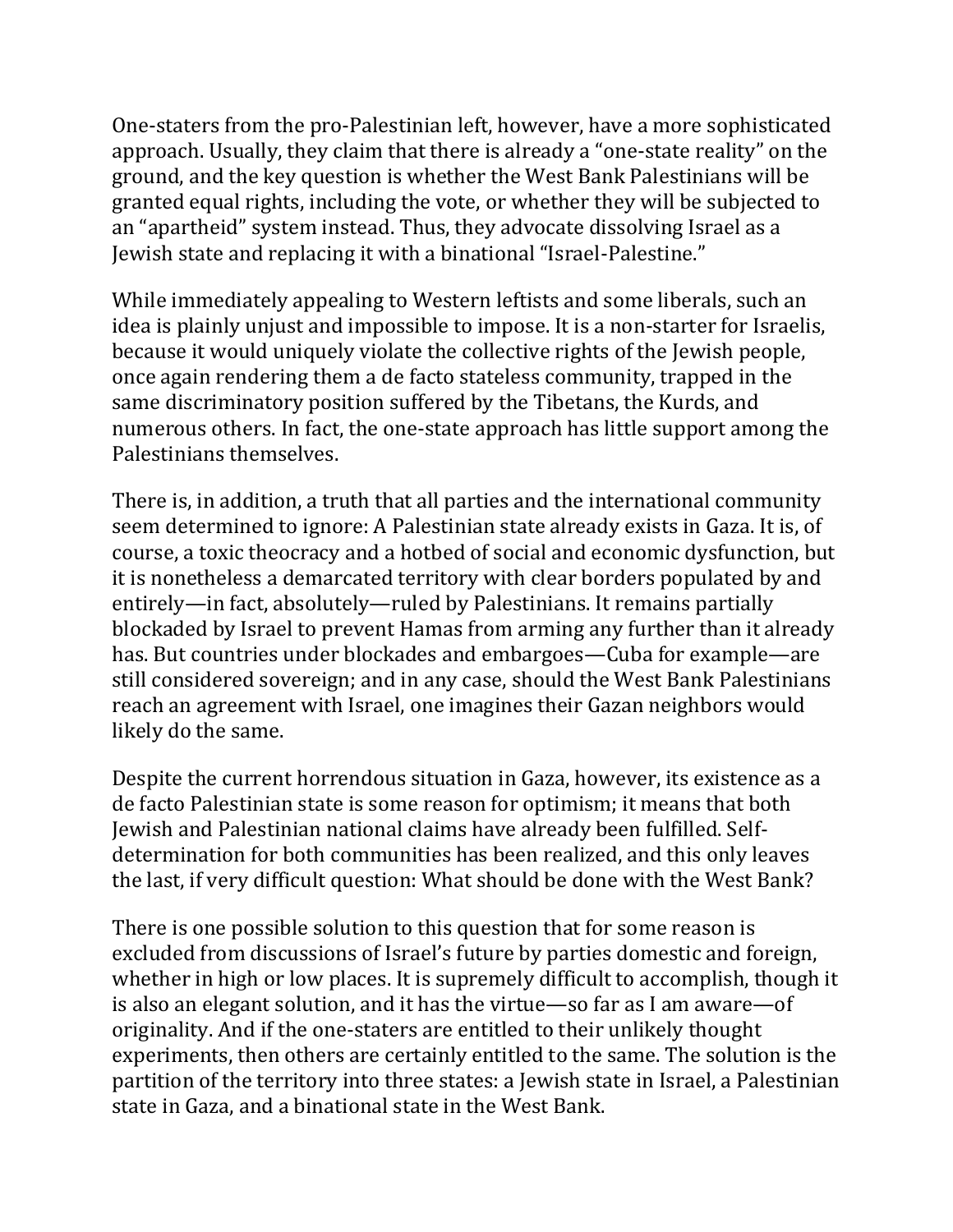One-staters from the pro-Palestinian left, however, have a more sophisticated approach. Usually, they claim that there is already a "one-state reality" on the ground, and the key question is whether the West Bank Palestinians will be granted equal rights, including the vote, or whether they will be subjected to an "apartheid" system instead. Thus, they advocate dissolving Israel as a Jewish state and replacing it with a binational "Israel-Palestine."

While immediately appealing to Western leftists and some liberals, such an idea is plainly unjust and impossible to impose. It is a non-starter for Israelis, because it would uniquely violate the collective rights of the Jewish people, once again rendering them a de facto stateless community, trapped in the same discriminatory position suffered by the Tibetans, the Kurds, and numerous others. In fact, the one-state approach has little support among the Palestinians themselves.

There is, in addition, a truth that all parties and the international community seem determined to ignore: A Palestinian state already exists in Gaza. It is, of course, a toxic theocracy and a hotbed of social and economic dysfunction, but it is nonetheless a demarcated territory with clear borders populated by and entirely—in fact, absolutely—ruled by Palestinians. It remains partially blockaded by Israel to prevent Hamas from arming any further than it already has. But countries under blockades and embargoes—Cuba for example—are still considered sovereign; and in any case, should the West Bank Palestinians reach an agreement with Israel, one imagines their Gazan neighbors would likely do the same.

Despite the current horrendous situation in Gaza, however, its existence as a de facto Palestinian state is some reason for optimism; it means that both Jewish and Palestinian national claims have already been fulfilled. Self-determination for both communities has been realized, and this only leaves the last, if very difficult question: What should be done with the West Bank?

There is one possible solution to this question that for some reason is excluded from discussions of Israel's future by parties domestic and foreign, whether in high or low places. It is supremely difficult to accomplish, though it is also an elegant solution, and it has the virtue—so far as I am aware—of originality. And if the one-staters are entitled to their unlikely thought experiments, then others are certainly entitled to the same. The solution is the partition of the territory into three states: a Jewish state in Israel, a Palestinian state in Gaza, and a binational state in the West Bank.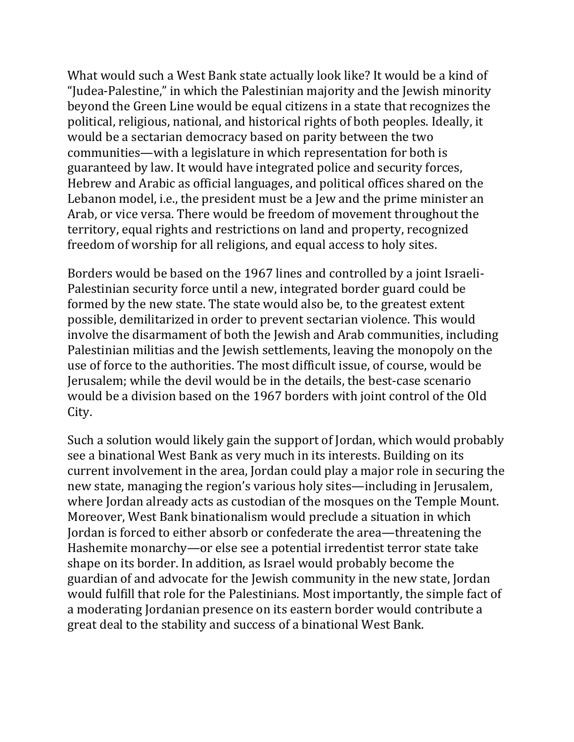What would such a West Bank state actually look like? It would be a kind of "Judea-Palestine," in which the Palestinian majority and the Jewish minority beyond the Green Line would be equal citizens in a state that recognizes the political, religious, national, and historical rights of both peoples. Ideally, it would be a sectarian democracy based on parity between the two communities—with a legislature in which representation for both is guaranteed by law. It would have integrated police and security forces, Hebrew and Arabic as official languages, and political offices shared on the Lebanon model, i.e., the president must be a Jew and the prime minister an Arab, or vice versa. There would be freedom of movement throughout the territory, equal rights and restrictions on land and property, recognized freedom of worship for all religions, and equal access to holy sites.

Borders would be based on the 1967 lines and controlled by a joint Israeli-Palestinian security force until a new, integrated border guard could be formed by the new state. The state would also be, to the greatest extent possible, demilitarized in order to prevent sectarian violence. This would involve the disarmament of both the Jewish and Arab communities, including Palestinian militias and the Jewish settlements, leaving the monopoly on the use of force to the authorities. The most difficult issue, of course, would be Jerusalem; while the devil would be in the details, the best-case scenario would be a division based on the 1967 borders with joint control of the Old City.

Such a solution would likely gain the support of Jordan, which would probably see a binational West Bank as very much in its interests. Building on its current involvement in the area, Jordan could play a major role in securing the new state, managing the region's various holy sites—including in Jerusalem, where Jordan already acts as custodian of the mosques on the Temple Mount. Moreover, West Bank binationalism would preclude a situation in which Jordan is forced to either absorb or confederate the area—threatening the Hashemite monarchy—or else see a potential irredentist terror state take shape on its border. In addition, as Israel would probably become the guardian of and advocate for the Jewish community in the new state, Jordan would fulfill that role for the Palestinians. Most importantly, the simple fact of a moderating Jordanian presence on its eastern border would contribute a great deal to the stability and success of a binational West Bank.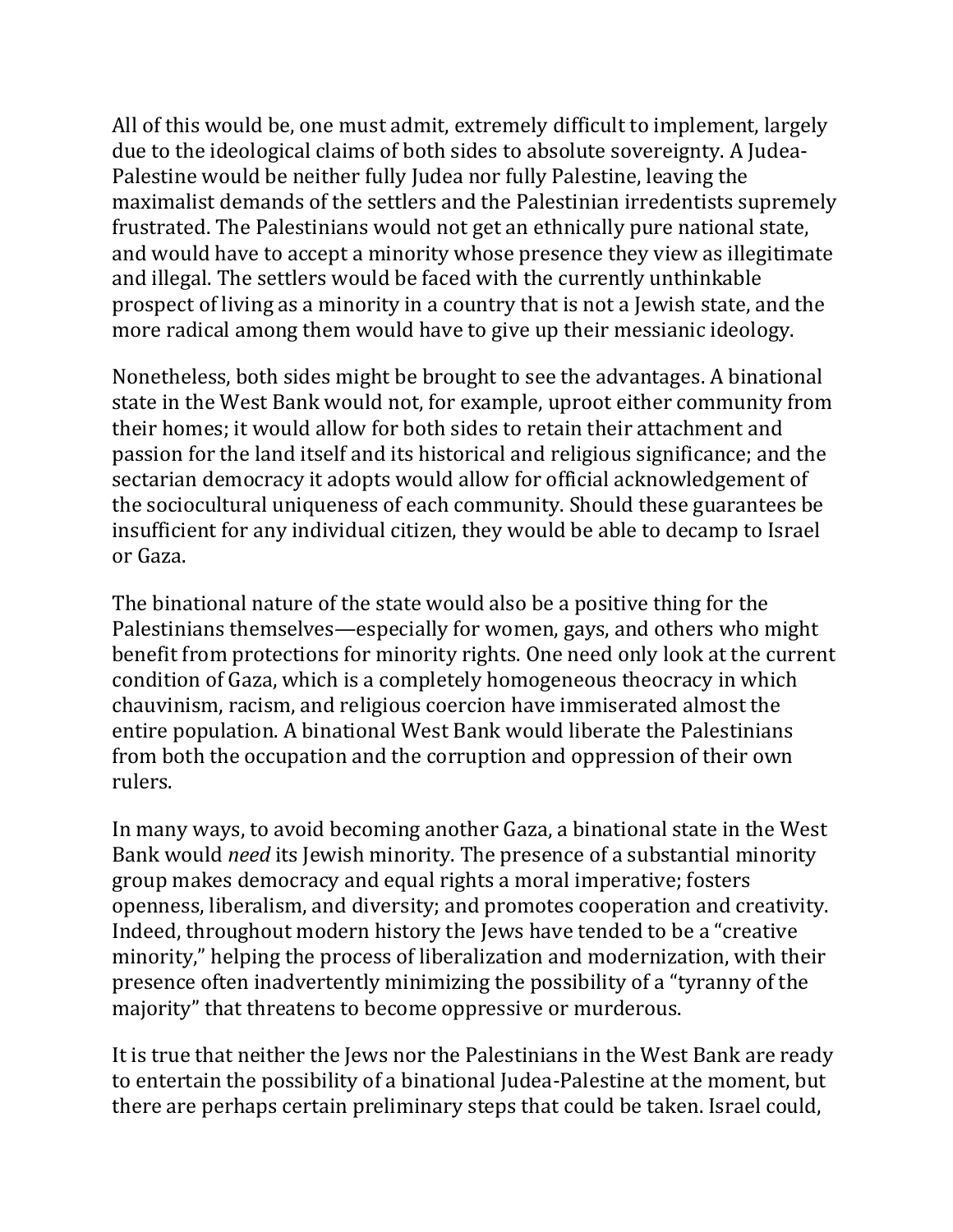All of this would be, one must admit, extremely difficult to implement, largely due to the ideological claims of both sides to absolute sovereignty. A Judea-Palestine would be neither fully Judea nor fully Palestine, leaving the maximalist demands of the settlers and the Palestinian irredentists supremely frustrated. The Palestinians would not get an ethnically pure national state, and would have to accept a minority whose presence they view as illegitimate and illegal. The settlers would be faced with the currently unthinkable prospect of living as a minority in a country that is not a Jewish state, and the more radical among them would have to give up their messianic ideology.

Nonetheless, both sides might be brought to see the advantages. A binational state in the West Bank would not, for example, uproot either community from their homes; it would allow for both sides to retain their attachment and passion for the land itself and its historical and religious significance; and the sectarian democracy it adopts would allow for official acknowledgement of the sociocultural uniqueness of each community. Should these guarantees be insufficient for any individual citizen, they would be able to decamp to Israel or Gaza.

The binational nature of the state would also be a positive thing for the Palestinians themselves—especially for women, gays, and others who might benefit from protections for minority rights. One need only look at the current condition of Gaza, which is a completely homogeneous theocracy in which chauvinism, racism, and religious coercion have immiserated almost the entire population. A binational West Bank would liberate the Palestinians from both the occupation and the corruption and oppression of their own rulers.

In many ways, to avoid becoming another Gaza, a binational state in the West Bank would *need* its Jewish minority. The presence of a substantial minority group makes democracy and equal rights a moral imperative; fosters openness, liberalism, and diversity; and promotes cooperation and creativity. Indeed, throughout modern history the Jews have tended to be a "creative minority," helping the process of liberalization and modernization, with their presence often inadvertently minimizing the possibility of a "tyranny of the majority" that threatens to become oppressive or murderous.

It is true that neither the Jews nor the Palestinians in the West Bank are ready to entertain the possibility of a binational Judea-Palestine at the moment, but there are perhaps certain preliminary steps that could be taken. Israel could,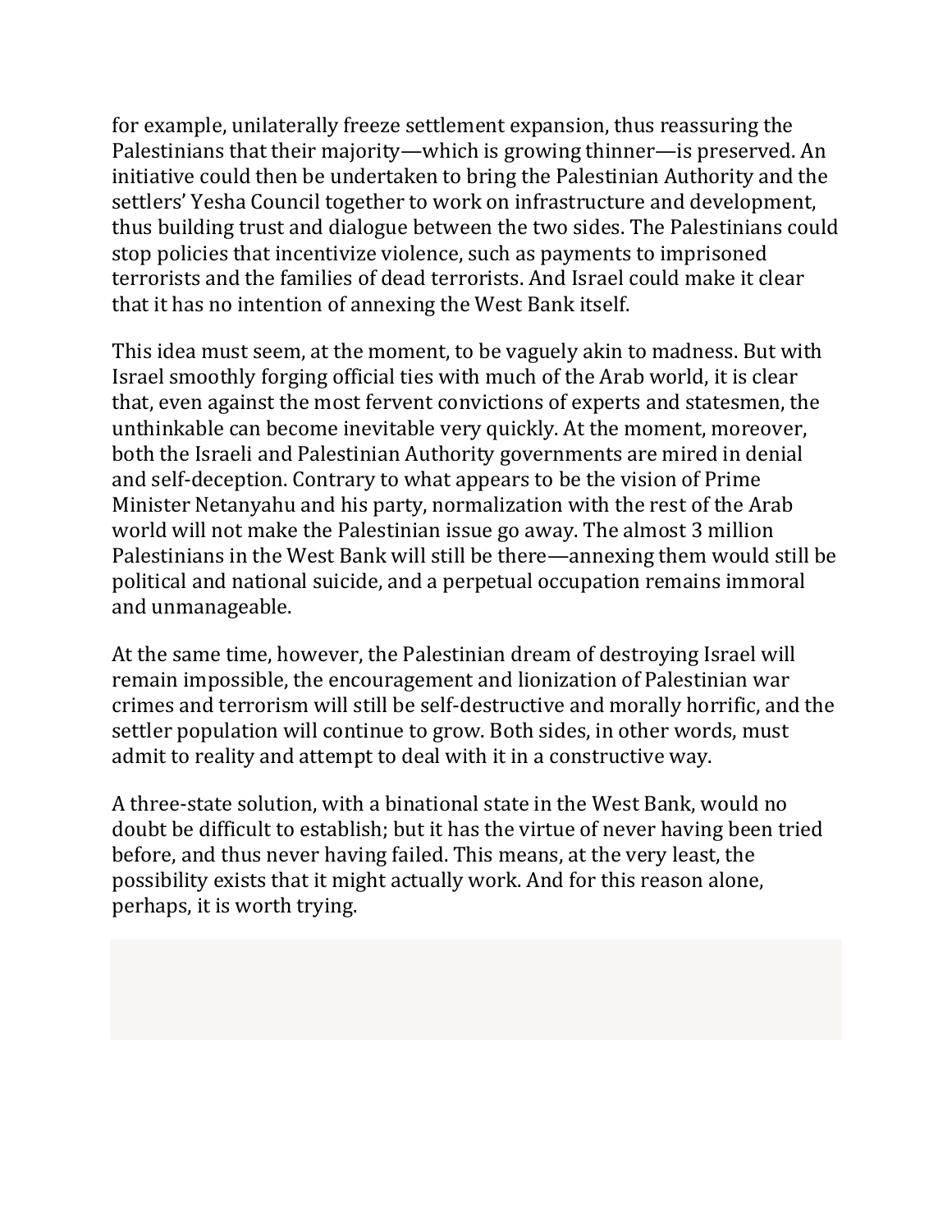for example, unilaterally freeze settlement expansion, thus reassuring the Palestinians that their majority—which is growing thinner—is preserved. An initiative could then be undertaken to bring the Palestinian Authority and the settlers' Yesha Council together to work on infrastructure and development, thus building trust and dialogue between the two sides. The Palestinians could stop policies that incentivize violence, such as payments to imprisoned terrorists and the families of dead terrorists. And Israel could make it clear that it has no intention of annexing the West Bank itself.

This idea must seem, at the moment, to be vaguely akin to madness. But with Israel smoothly forging official ties with much of the Arab world, it is clear that, even against the most fervent convictions of experts and statesmen, the unthinkable can become inevitable very quickly. At the moment, moreover, both the Israeli and Palestinian Authority governments are mired in denial and self-deception. Contrary to what appears to be the vision of Prime Minister Netanyahu and his party, normalization with the rest of the Arab world will not make the Palestinian issue go away. The almost 3 million Palestinians in the West Bank will still be there—annexing them would still be political and national suicide, and a perpetual occupation remains immoral and unmanageable.

At the same time, however, the Palestinian dream of destroying Israel will remain impossible, the encouragement and lionization of Palestinian war crimes and terrorism will still be self-destructive and morally horrific, and the settler population will continue to grow. Both sides, in other words, must admit to reality and attempt to deal with it in a constructive way.

A three-state solution, with a binational state in the West Bank, would no doubt be difficult to establish; but it has the virtue of never having been tried before, and thus never having failed. This means, at the very least, the possibility exists that it might actually work. And for this reason alone, perhaps, it is worth trying.